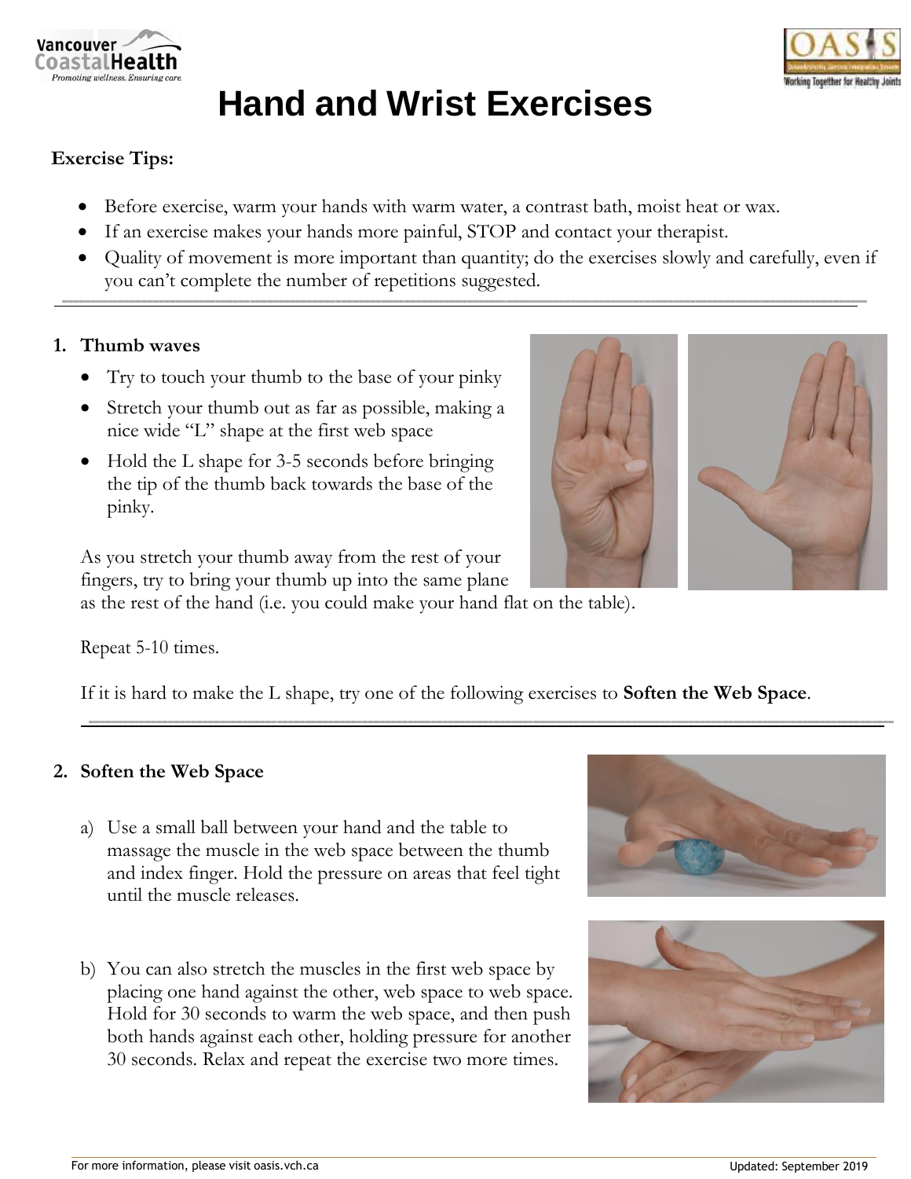# Hand and Wrist Exercises

**Exercise Tips:**

- Before exercise, warm your hands with warm water, a contrast bath, moist heat or wax.
- If an exercise makes your hands more painful, STOP and contact your therapist.
- Quality of movement is more important than quantity; do the exercises slowly and carefully, even if you can't complete the number of repetitions suggested.

---

## 1. Thumb waves

- Try to touch your thumb to the base of your pinky
- Stretch your thumb out as far as possible, making a nice wide "L" shape at the first web space
- Hold the L shape for 3-5 seconds before bringing the tip of the thumb back towards the base of the pinky.

As you stretch your thumb away from the rest of your fingers, try to bring your thumb up into the same plane as the rest of the hand (i.e. you could make your hand flat on the table).

Repeat 5-10 times.

If it is hard to make the L shape, try one of the following exercises to **Soften the Web Space**.

---

## 2. Soften the Web Space

a) Use a small ball between your hand and the table to massage the muscle in the web space between the thumb and index finger. Hold the pressure on areas that feel tight until the muscle releases.

b) You can also stretch the muscles in the first web space by placing one hand against the other, web space to web space. Hold for 30 seconds to warm the web space, and then push both hands against each other, holding pressure for another 30 seconds. Relax and repeat the exercise two more times.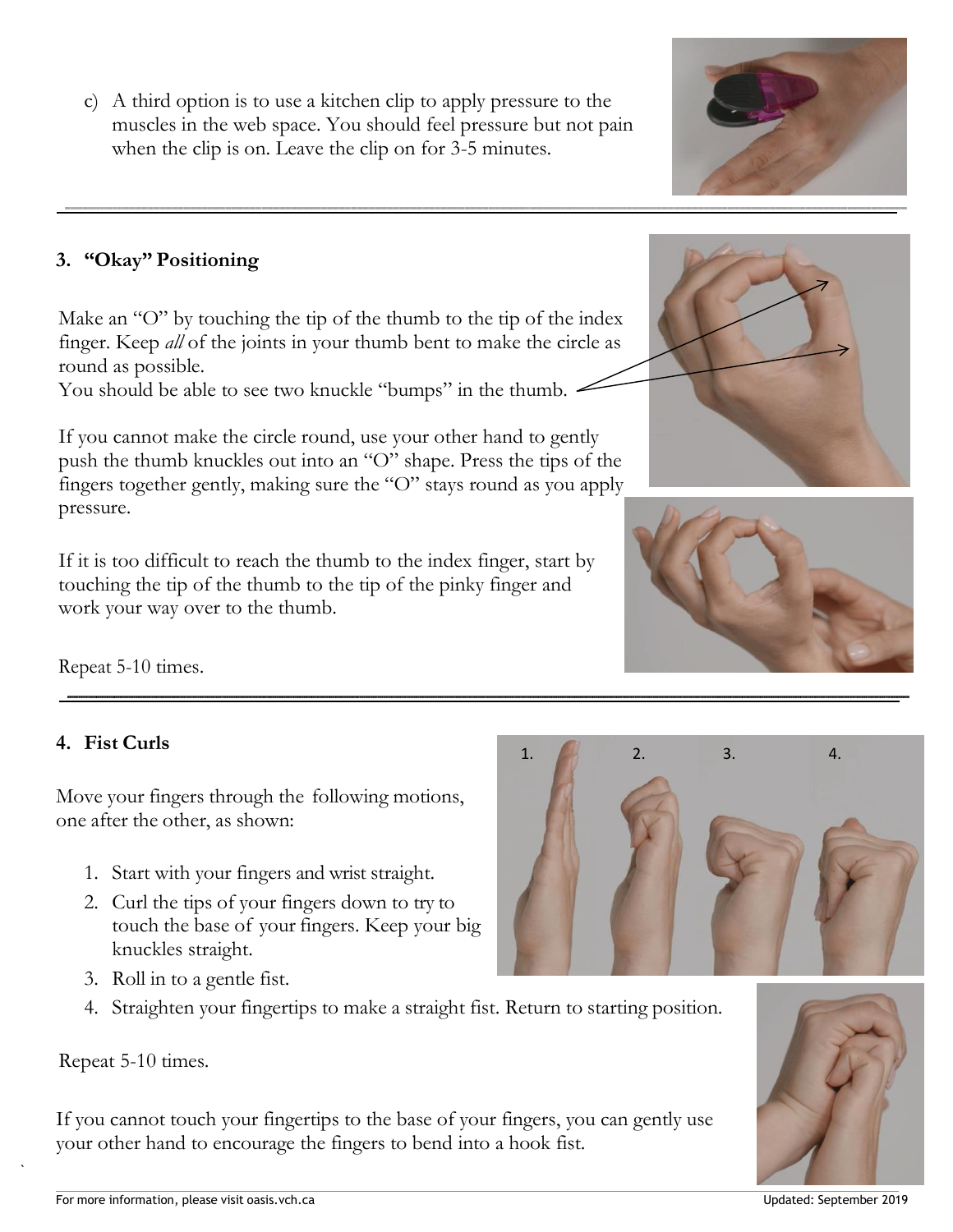c) A third option is to use a kitchen clip to apply pressure to the muscles in the web space. You should feel pressure but not pain when the clip is on. Leave the clip on for 3-5 minutes.

---

### 3. "Okay" Positioning

Make an "O" by touching the tip of the thumb to the tip of the index finger. Keep *all* of the joints in your thumb bent to make the circle as round as possible.
You should be able to see two knuckle "bumps" in the thumb.

If you cannot make the circle round, use your other hand to gently push the thumb knuckles out into an "O" shape. Press the tips of the fingers together gently, making sure the "O" stays round as you apply pressure.

If it is too difficult to reach the thumb to the index finger, start by touching the tip of the thumb to the tip of the pinky finger and work your way over to the thumb.

Repeat 5-10 times.

---

### 4. Fist Curls

Move your fingers through the following motions, one after the other, as shown:

1. Start with your fingers and wrist straight.
2. Curl the tips of your fingers down to try to touch the base of your fingers. Keep your big knuckles straight.
3. Roll in to a gentle fist.
4. Straighten your fingertips to make a straight fist. Return to starting position.

Repeat 5-10 times.

If you cannot touch your fingertips to the base of your fingers, you can gently use your other hand to encourage the fingers to bend into a hook fist.